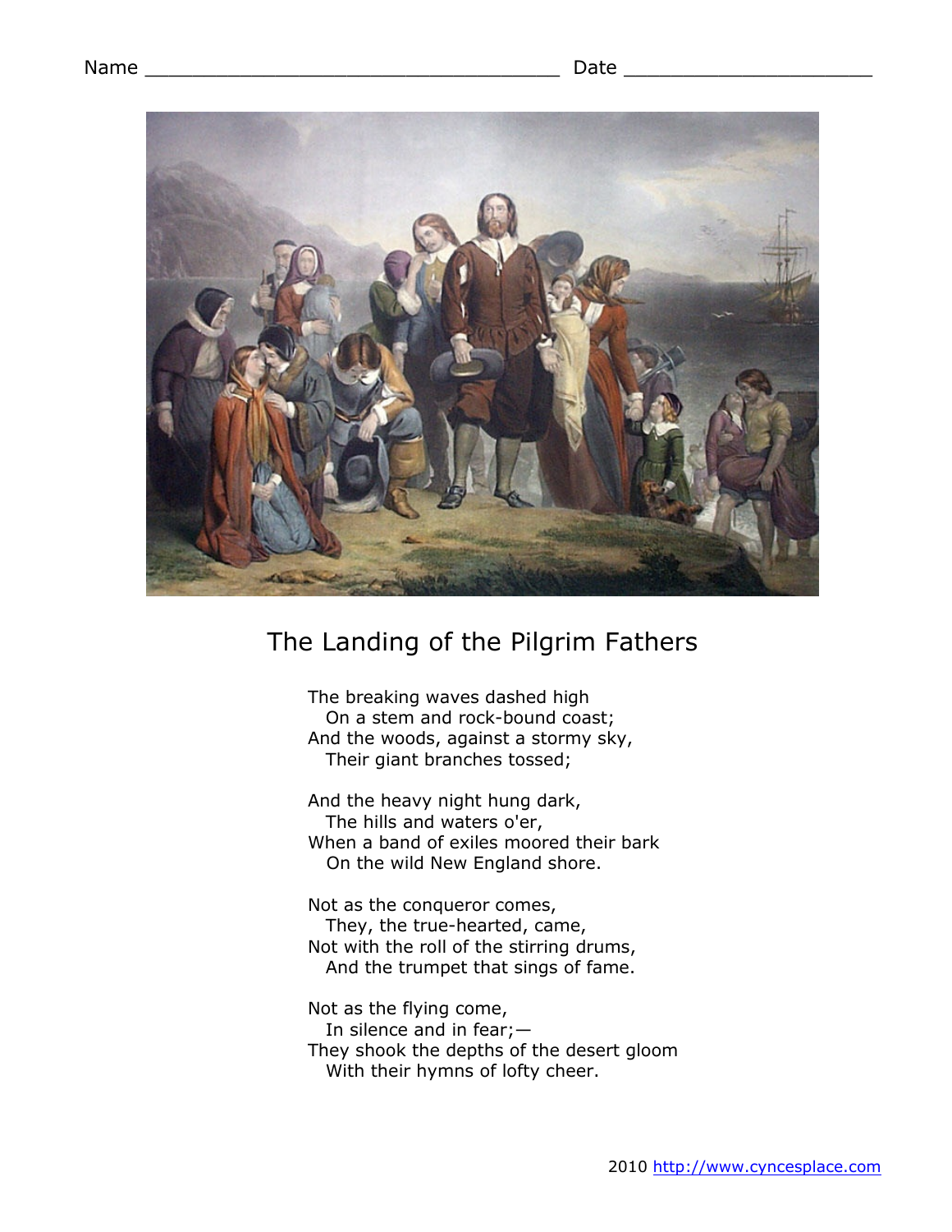Name ______________________________________ Date ______________________

# The Landing of the Pilgrim Fathers

The breaking waves dashed high  
  On a stem and rock-bound coast;  
And the woods, against a stormy sky,  
  Their giant branches tossed;

And the heavy night hung dark,  
  The hills and waters o'er,  
When a band of exiles moored their bark  
  On the wild New England shore.

Not as the conqueror comes,  
  They, the true-hearted, came,  
Not with the roll of the stirring drums,  
  And the trumpet that sings of fame.

Not as the flying come,  
  In silence and in fear;—  
They shook the depths of the desert gloom  
  With their hymns of lofty cheer.

2010 http://www.cyncesplace.com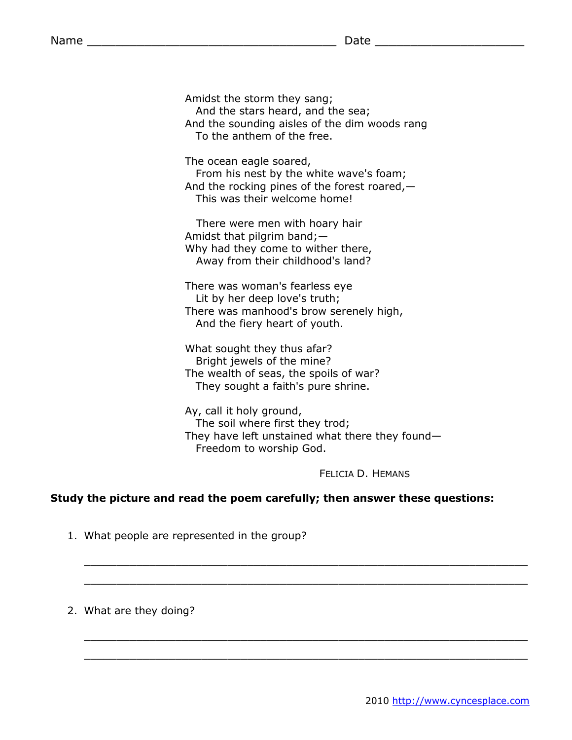Name ___________________________________ Date _____________________

Amidst the storm they sang;  
  And the stars heard, and the sea;  
And the sounding aisles of the dim woods rang  
  To the anthem of the free.

The ocean eagle soared,  
  From his nest by the white wave's foam;  
And the rocking pines of the forest roared,—  
  This was their welcome home!

  There were men with hoary hair  
Amidst that pilgrim band;—  
Why had they come to wither there,  
  Away from their childhood's land?

There was woman's fearless eye  
  Lit by her deep love's truth;  
There was manhood's brow serenely high,  
  And the fiery heart of youth.

What sought they thus afar?  
  Bright jewels of the mine?  
The wealth of seas, the spoils of war?  
  They sought a faith's pure shrine.

Ay, call it holy ground,  
  The soil where first they trod;  
They have left unstained what there they found—  
  Freedom to worship God.

FELICIA D. HEMANS

**Study the picture and read the poem carefully; then answer these questions:**

1. What people are represented in the group?

_______________________________________________________________

_______________________________________________________________

2. What are they doing?

_______________________________________________________________

_______________________________________________________________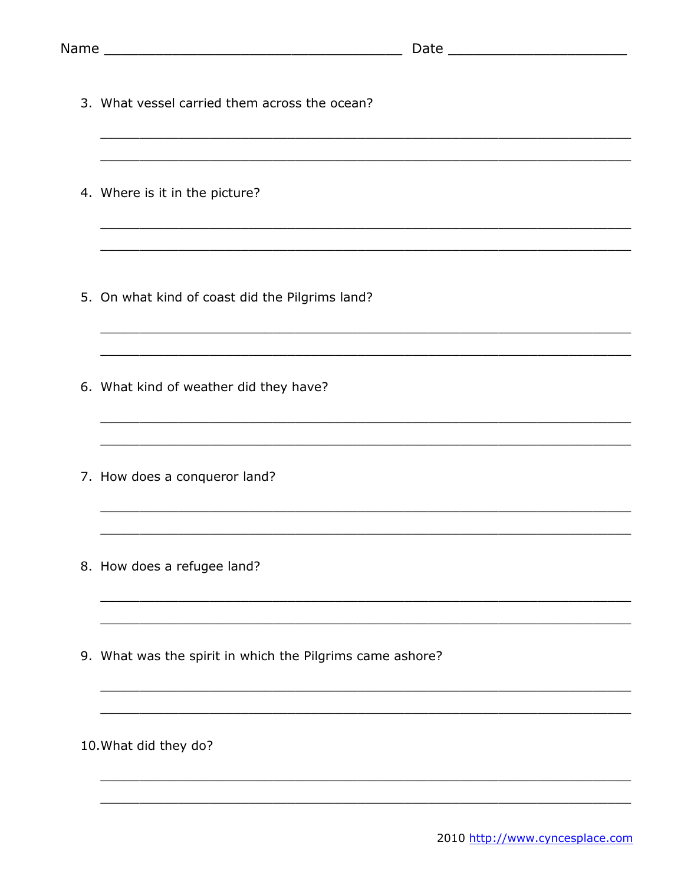Name ___________________________________ Date _____________________

3. What vessel carried them across the ocean?

_______________________________________________________________

_______________________________________________________________

4. Where is it in the picture?

_______________________________________________________________

_______________________________________________________________

5. On what kind of coast did the Pilgrims land?

_______________________________________________________________

_______________________________________________________________

6. What kind of weather did they have?

_______________________________________________________________

_______________________________________________________________

7. How does a conqueror land?

_______________________________________________________________

_______________________________________________________________

8. How does a refugee land?

_______________________________________________________________

_______________________________________________________________

9. What was the spirit in which the Pilgrims came ashore?

_______________________________________________________________

_______________________________________________________________

10. What did they do?

_______________________________________________________________

_______________________________________________________________

2010 http://www.cyncesplace.com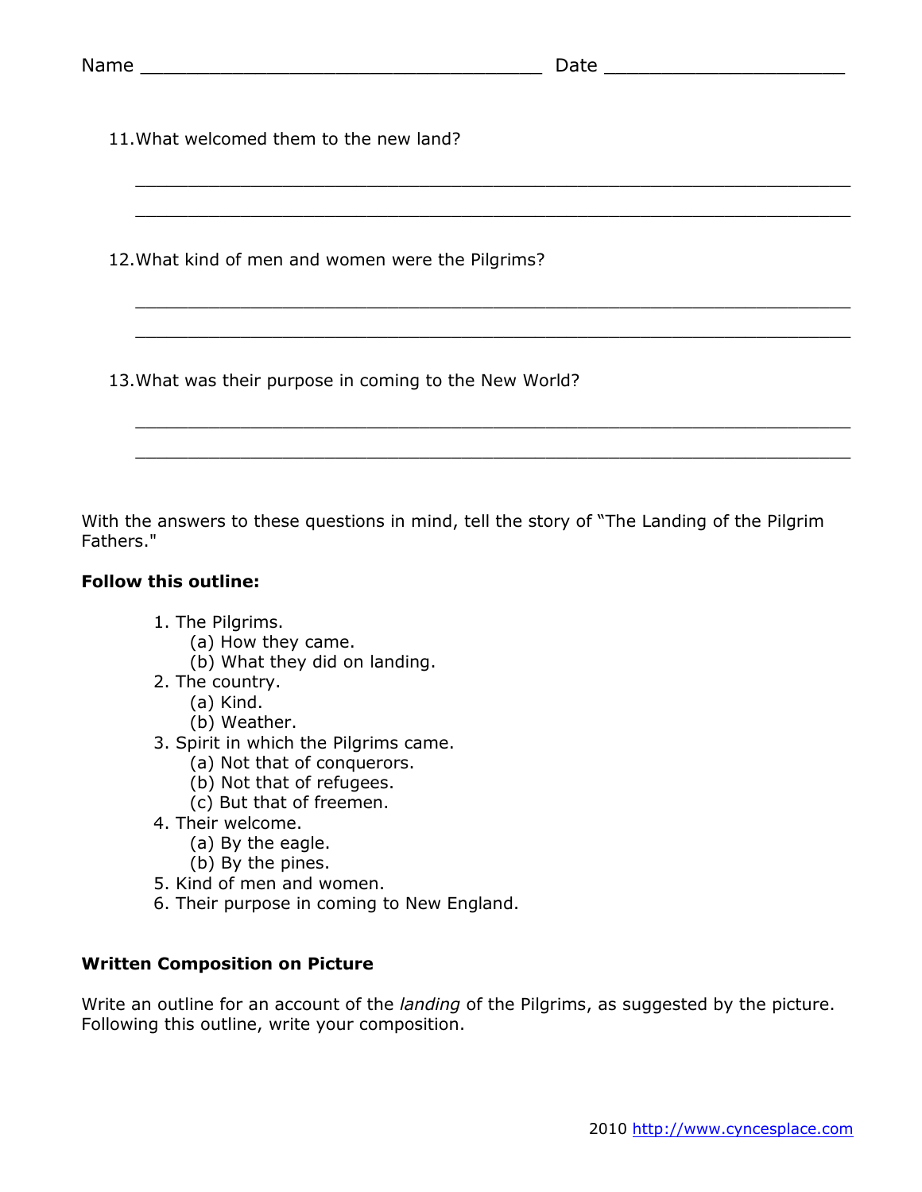Name ___________________________________ Date _____________________

11. What welcomed them to the new land?

_________________________________________________________________

_________________________________________________________________

12. What kind of men and women were the Pilgrims?

_________________________________________________________________

_________________________________________________________________

13. What was their purpose in coming to the New World?

_________________________________________________________________

_________________________________________________________________

With the answers to these questions in mind, tell the story of "The Landing of the Pilgrim Fathers."

**Follow this outline:**

1. The Pilgrims.
   - (a) How they came.
   - (b) What they did on landing.
2. The country.
   - (a) Kind.
   - (b) Weather.
3. Spirit in which the Pilgrims came.
   - (a) Not that of conquerors.
   - (b) Not that of refugees.
   - (c) But that of freemen.
4. Their welcome.
   - (a) By the eagle.
   - (b) By the pines.
5. Kind of men and women.
6. Their purpose in coming to New England.

**Written Composition on Picture**

Write an outline for an account of the *landing* of the Pilgrims, as suggested by the picture. Following this outline, write your composition.

2010 http://www.cyncesplace.com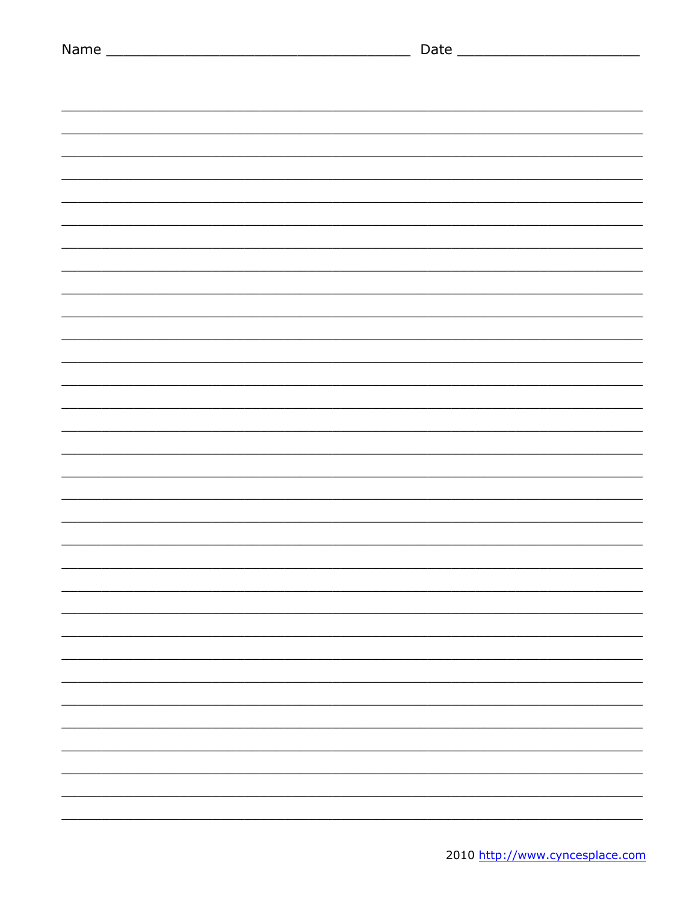Name ____________________________________ Date ______________________

_____________________________________________________________________

_____________________________________________________________________

_____________________________________________________________________

_____________________________________________________________________

_____________________________________________________________________

_____________________________________________________________________

_____________________________________________________________________

_____________________________________________________________________

_____________________________________________________________________

_____________________________________________________________________

_____________________________________________________________________

_____________________________________________________________________

_____________________________________________________________________

_____________________________________________________________________

_____________________________________________________________________

_____________________________________________________________________

_____________________________________________________________________

_____________________________________________________________________

_____________________________________________________________________

_____________________________________________________________________

_____________________________________________________________________

_____________________________________________________________________

_____________________________________________________________________

_____________________________________________________________________

_____________________________________________________________________

_____________________________________________________________________

_____________________________________________________________________

_____________________________________________________________________

_____________________________________________________________________

_____________________________________________________________________

_____________________________________________________________________

_____________________________________________________________________

2010 http://www.cyncesplace.com